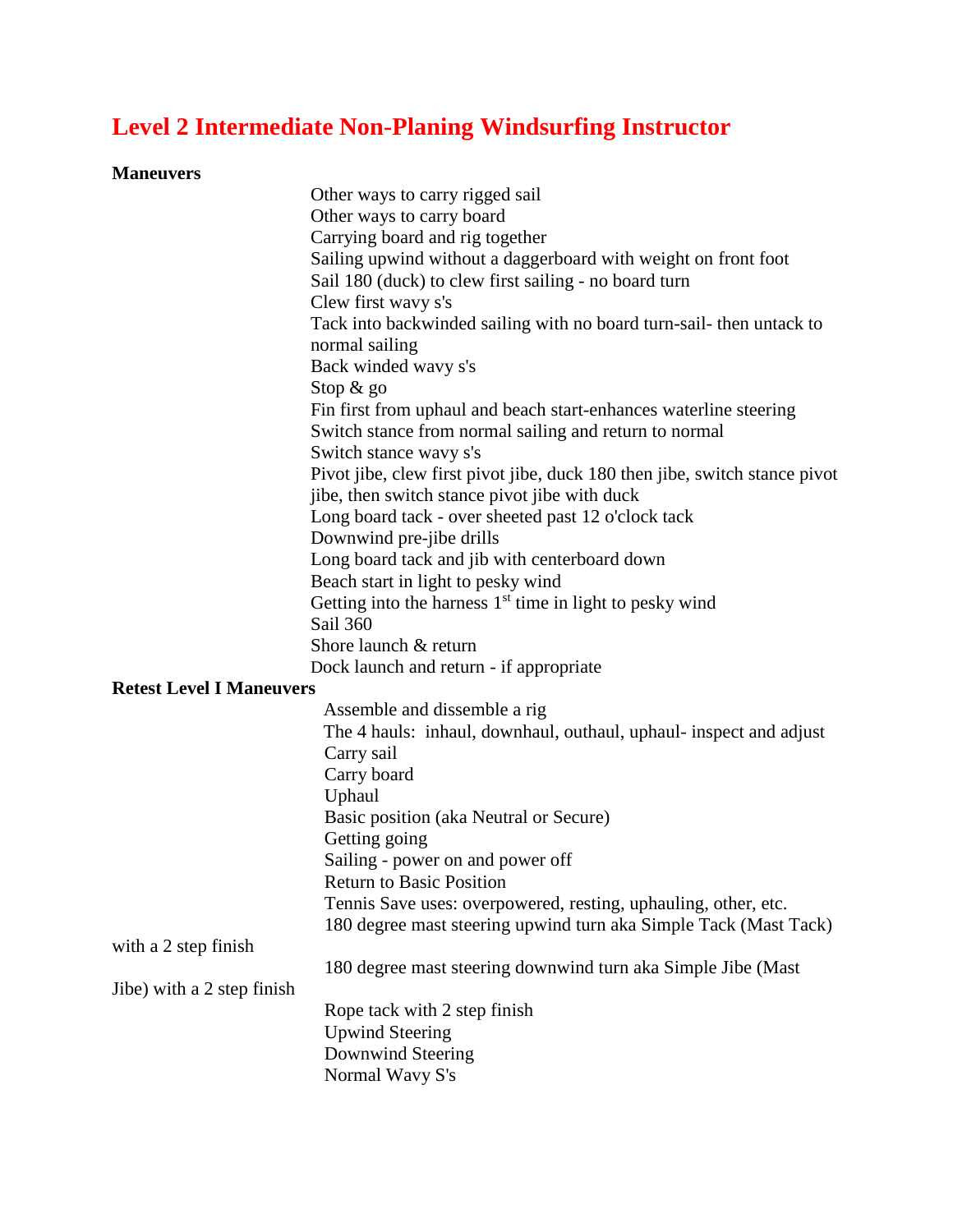# Level 2 Intermediate Non-Planing Windsurfing Instructor

**Maneuvers**

- Other ways to carry rigged sail
- Other ways to carry board
- Carrying board and rig together
- Sailing upwind without a daggerboard with weight on front foot
- Sail 180 (duck) to clew first sailing - no board turn
- Clew first wavy s's
- Tack into backwinded sailing with no board turn-sail- then untack to normal sailing
- Back winded wavy s's
- Stop & go
- Fin first from uphaul and beach start-enhances waterline steering
- Switch stance from normal sailing and return to normal
- Switch stance wavy s's
- Pivot jibe, clew first pivot jibe, duck 180 then jibe, switch stance pivot jibe, then switch stance pivot jibe with duck
- Long board tack - over sheeted past 12 o'clock tack
- Downwind pre-jibe drills
- Long board tack and jib with centerboard down
- Beach start in light to pesky wind
- Getting into the harness 1st time in light to pesky wind
- Sail 360
- Shore launch & return
- Dock launch and return - if appropriate

**Retest Level I Maneuvers**

- Assemble and dissemble a rig
- The 4 hauls: inhaul, downhaul, outhaul, uphaul- inspect and adjust
- Carry sail
- Carry board
- Uphaul
- Basic position (aka Neutral or Secure)
- Getting going
- Sailing - power on and power off
- Return to Basic Position
- Tennis Save uses: overpowered, resting, uphauling, other, etc.
- 180 degree mast steering upwind turn aka Simple Tack (Mast Tack) with a 2 step finish
- 180 degree mast steering downwind turn aka Simple Jibe (Mast Jibe) with a 2 step finish
- Rope tack with 2 step finish
- Upwind Steering
- Downwind Steering
- Normal Wavy S's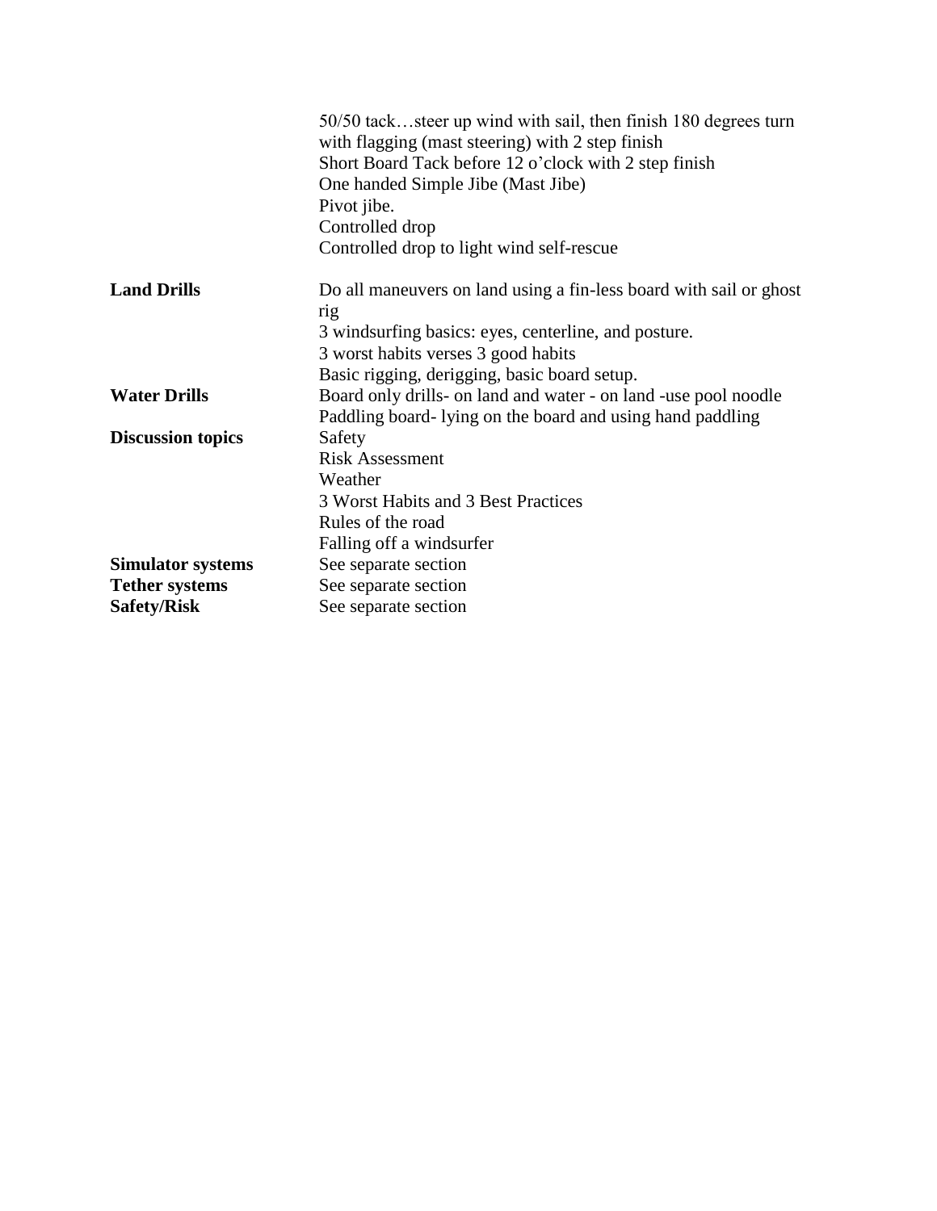| | |
|---|---|
| | 50/50 tack…steer up wind with sail, then finish 180 degrees turn with flagging (mast steering) with 2 step finish |
| | Short Board Tack before 12 o'clock with 2 step finish |
| | One handed Simple Jibe (Mast Jibe) |
| | Pivot jibe. |
| | Controlled drop |
| | Controlled drop to light wind self-rescue |
| **Land Drills** | Do all maneuvers on land using a fin-less board with sail or ghost rig |
| | 3 windsurfing basics: eyes, centerline, and posture. |
| | 3 worst habits verses 3 good habits |
| | Basic rigging, derigging, basic board setup. |
| **Water Drills** | Board only drills- on land and water - on land -use pool noodle |
| | Paddling board- lying on the board and using hand paddling |
| **Discussion topics** | Safety |
| | Risk Assessment |
| | Weather |
| | 3 Worst Habits and 3 Best Practices |
| | Rules of the road |
| | Falling off a windsurfer |
| **Simulator systems** | See separate section |
| **Tether systems** | See separate section |
| **Safety/Risk** | See separate section |